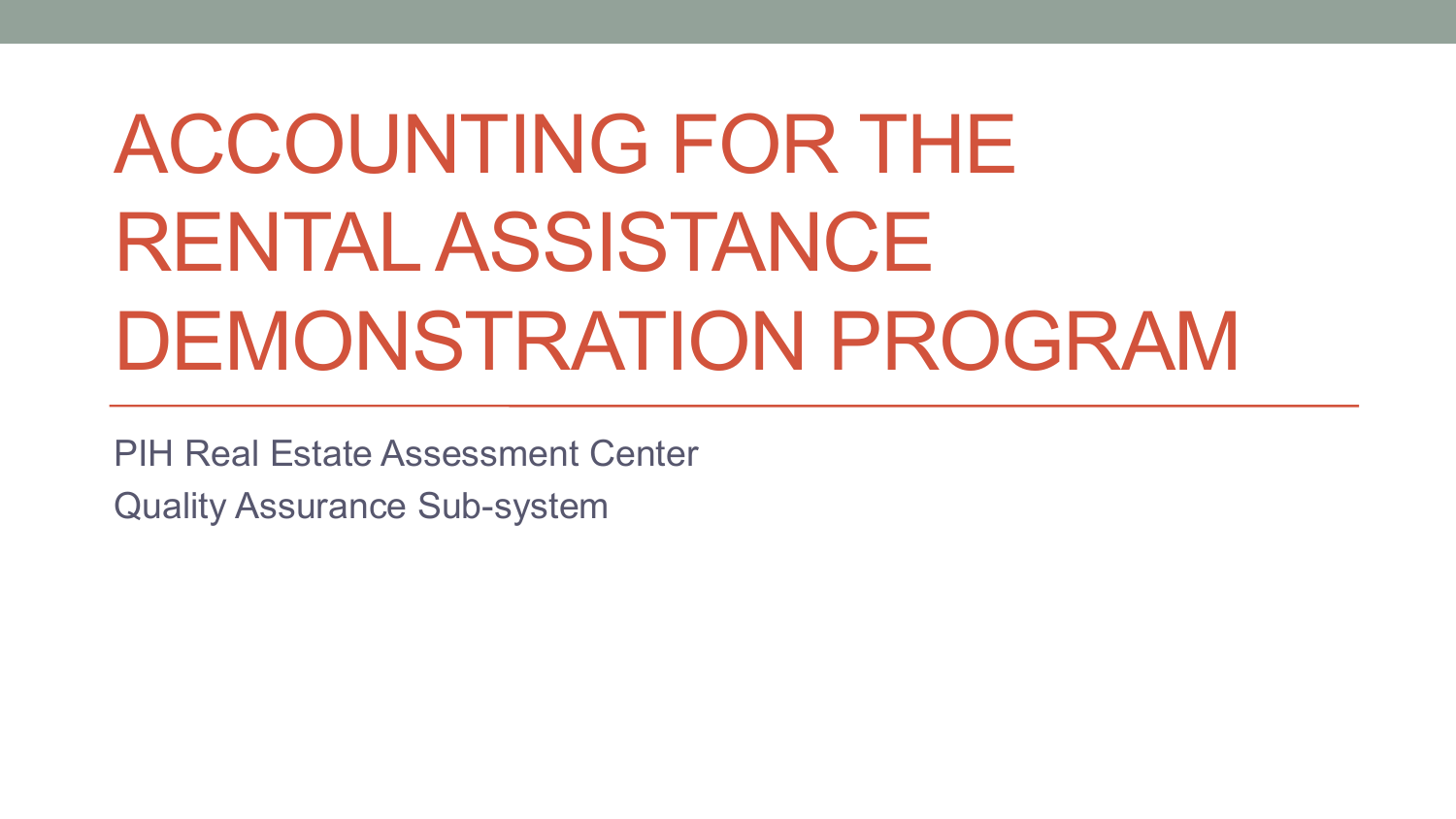# ACCOUNTING FOR THE RENTAL ASSISTANCE DEMONSTRATION PROGRAM

PIH Real Estate Assessment Center

Quality Assurance Sub-system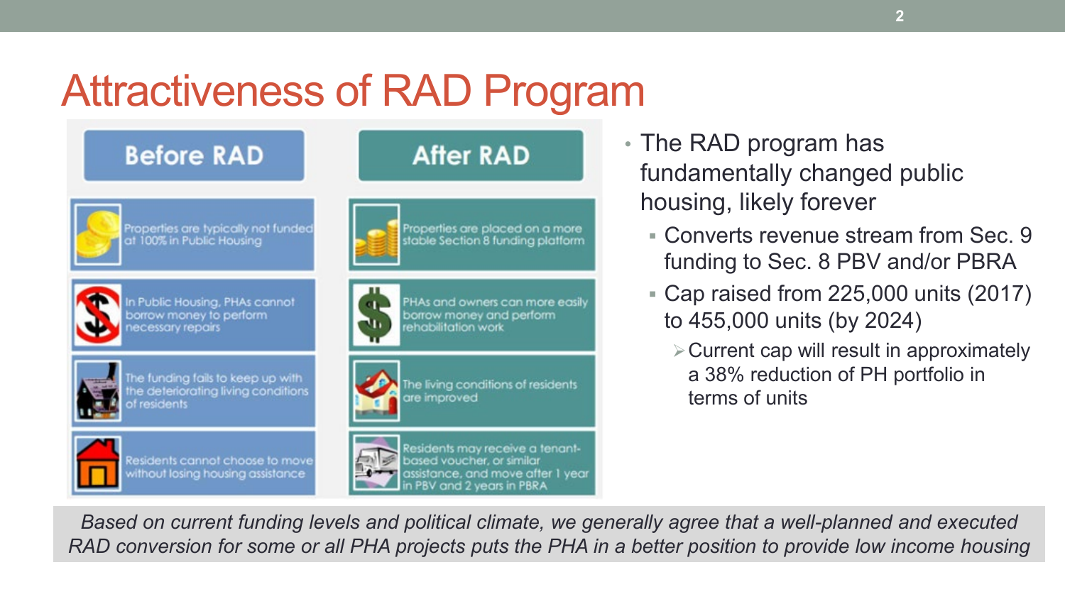# Attractiveness of RAD Program

| Before RAD | After RAD |
| --- | --- |
| Properties are typically not funded at 100% in Public Housing | Properties are placed on a more stable Section 8 funding platform |
| In Public Housing, PHAs cannot borrow money to perform necessary repairs | PHAs and owners can more easily borrow money and perform rehabilitation work |
| The funding fails to keep up with the deteriorating living conditions of residents | The living conditions of residents are improved |
| Residents cannot choose to move without losing housing assistance | Residents may receive a tenant-based voucher, or similar assistance, and move after 1 year in PBV and 2 years in PBRA |

- The RAD program has fundamentally changed public housing, likely forever
  - Converts revenue stream from Sec. 9 funding to Sec. 8 PBV and/or PBRA
  - Cap raised from 225,000 units (2017) to 455,000 units (by 2024)
    - Current cap will result in approximately a 38% reduction of PH portfolio in terms of units

*Based on current funding levels and political climate, we generally agree that a well-planned and executed RAD conversion for some or all PHA projects puts the PHA in a better position to provide low income housing*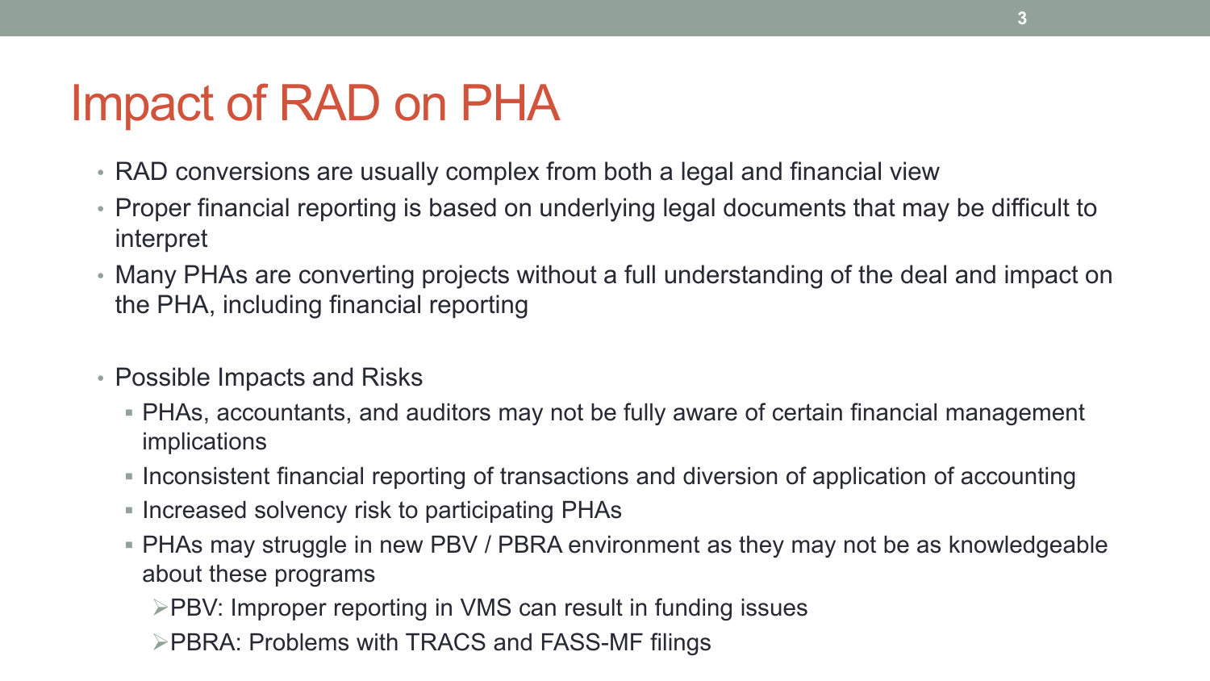# Impact of RAD on PHA

- RAD conversions are usually complex from both a legal and financial view
- Proper financial reporting is based on underlying legal documents that may be difficult to interpret
- Many PHAs are converting projects without a full understanding of the deal and impact on the PHA, including financial reporting

- Possible Impacts and Risks
  - PHAs, accountants, and auditors may not be fully aware of certain financial management implications
  - Inconsistent financial reporting of transactions and diversion of application of accounting
  - Increased solvency risk to participating PHAs
  - PHAs may struggle in new PBV / PBRA environment as they may not be as knowledgeable about these programs
    - PBV: Improper reporting in VMS can result in funding issues
    - PBRA: Problems with TRACS and FASS-MF filings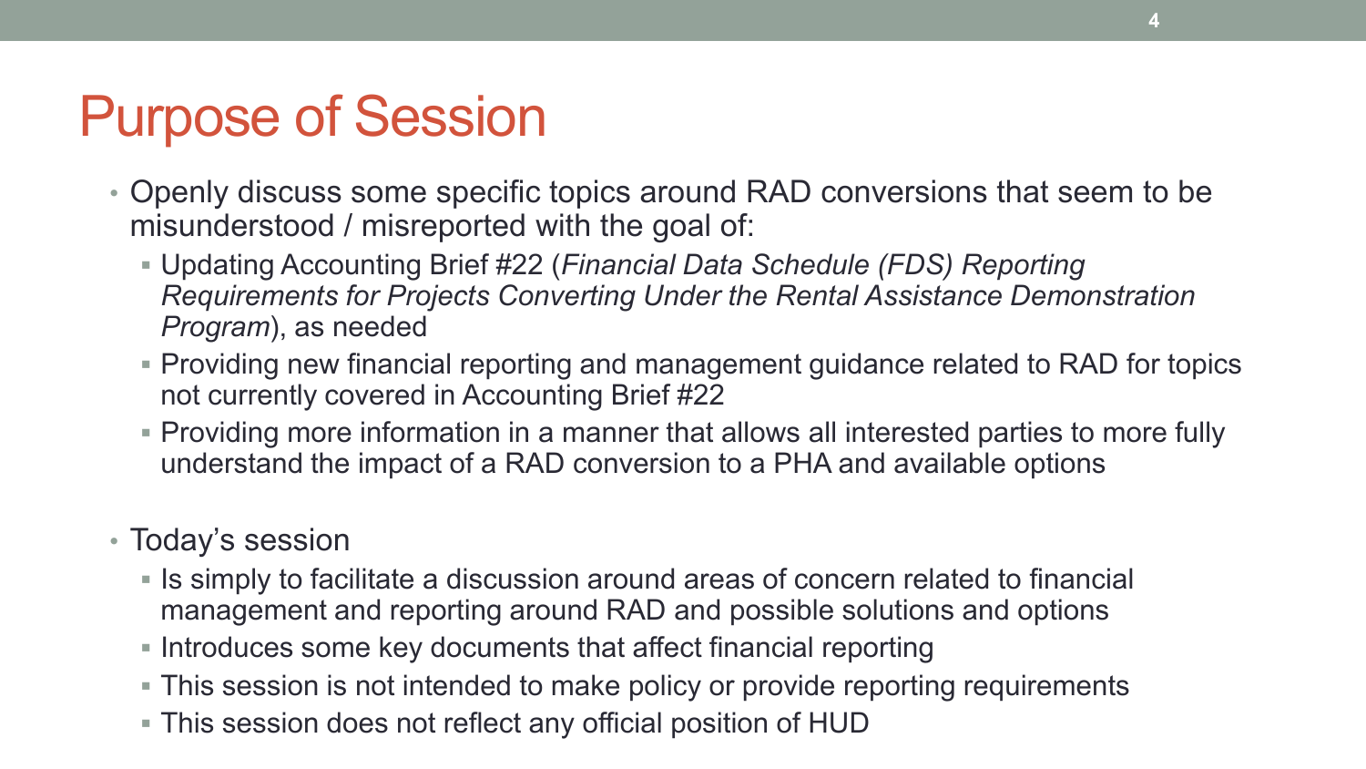# Purpose of Session

- Openly discuss some specific topics around RAD conversions that seem to be misunderstood / misreported with the goal of:
  - Updating Accounting Brief #22 (*Financial Data Schedule (FDS) Reporting Requirements for Projects Converting Under the Rental Assistance Demonstration Program*), as needed
  - Providing new financial reporting and management guidance related to RAD for topics not currently covered in Accounting Brief #22
  - Providing more information in a manner that allows all interested parties to more fully understand the impact of a RAD conversion to a PHA and available options

- Today's session
  - Is simply to facilitate a discussion around areas of concern related to financial management and reporting around RAD and possible solutions and options
  - Introduces some key documents that affect financial reporting
  - This session is not intended to make policy or provide reporting requirements
  - This session does not reflect any official position of HUD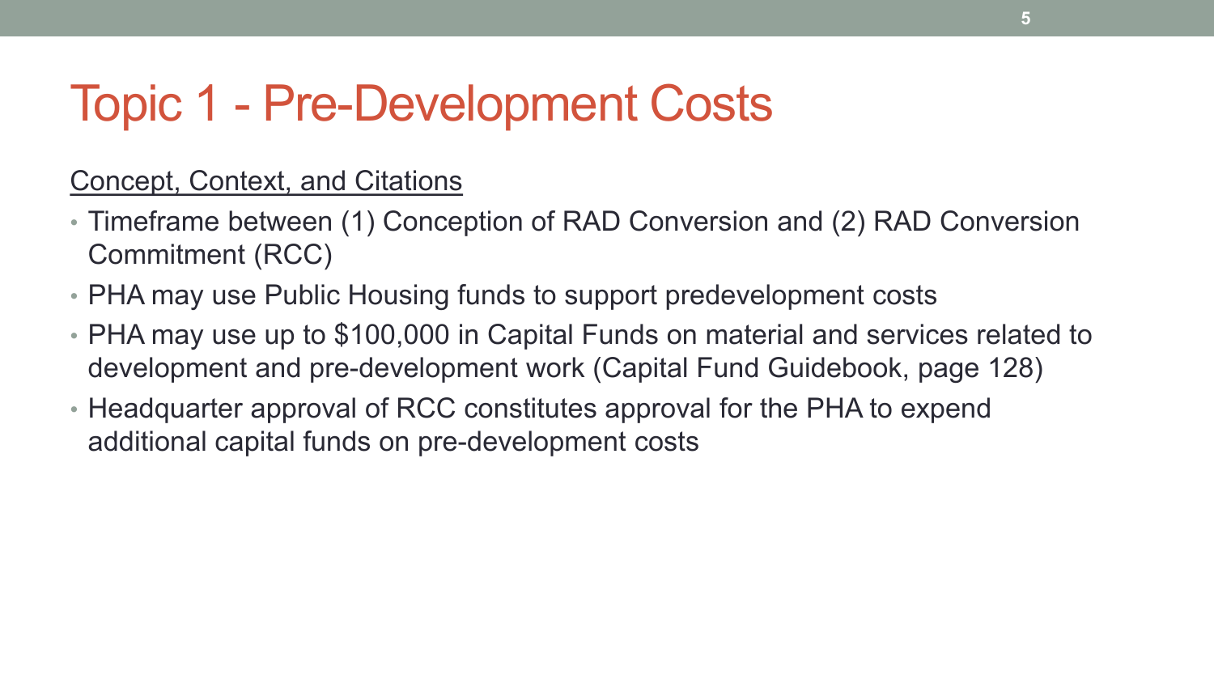# Topic 1 - Pre-Development Costs

<u>Concept, Context, and Citations</u>

- Timeframe between (1) Conception of RAD Conversion and (2) RAD Conversion Commitment (RCC)
- PHA may use Public Housing funds to support predevelopment costs
- PHA may use up to $100,000 in Capital Funds on material and services related to development and pre-development work (Capital Fund Guidebook, page 128)
- Headquarter approval of RCC constitutes approval for the PHA to expend additional capital funds on pre-development costs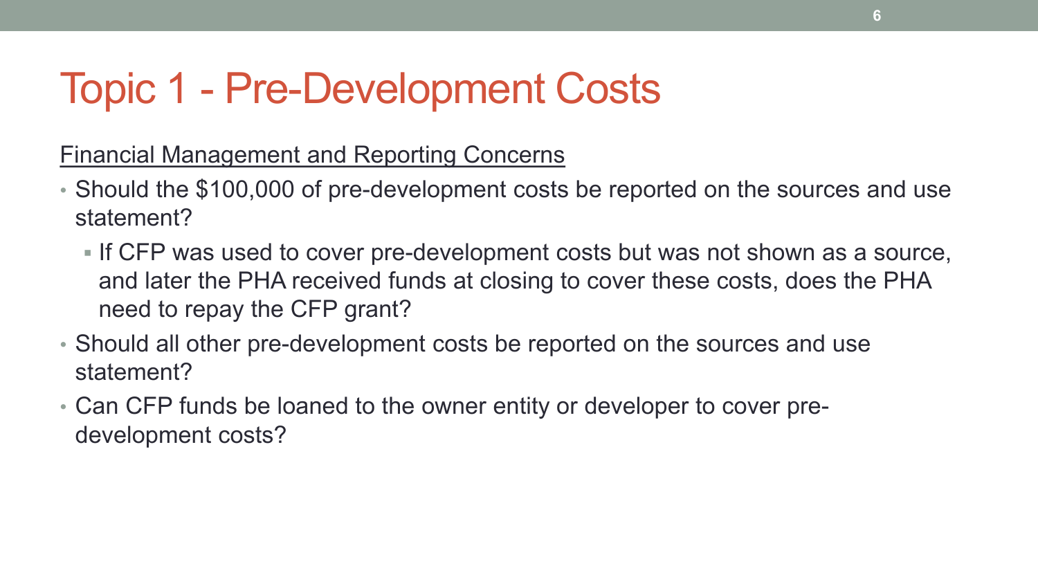# Topic 1 - Pre-Development Costs

<u>Financial Management and Reporting Concerns</u>

- Should the $100,000 of pre-development costs be reported on the sources and use statement?
  - If CFP was used to cover pre-development costs but was not shown as a source, and later the PHA received funds at closing to cover these costs, does the PHA need to repay the CFP grant?
- Should all other pre-development costs be reported on the sources and use statement?
- Can CFP funds be loaned to the owner entity or developer to cover pre-development costs?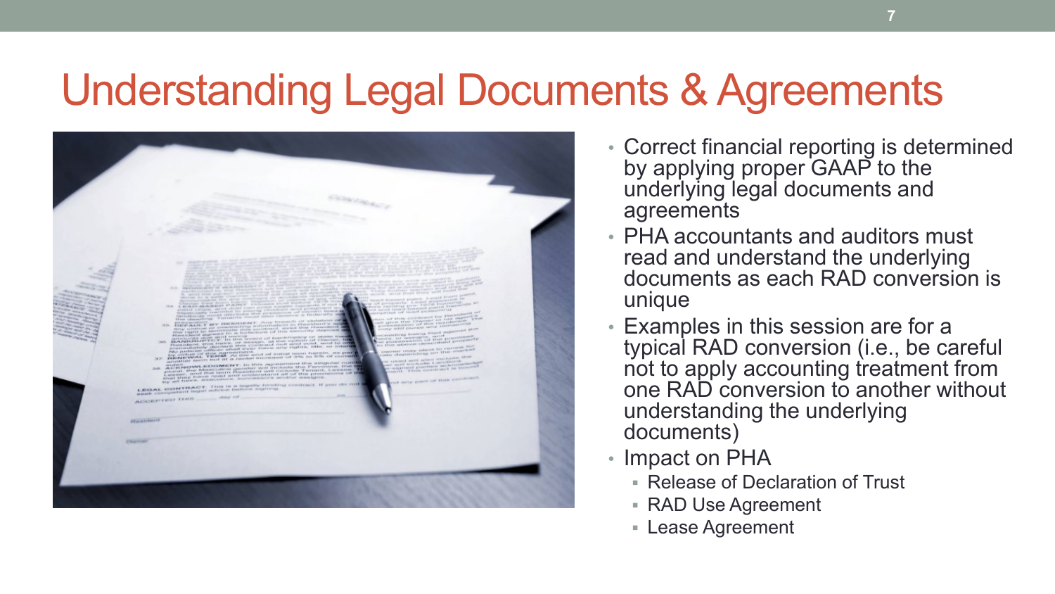# Understanding Legal Documents & Agreements

- Correct financial reporting is determined by applying proper GAAP to the underlying legal documents and agreements
- PHA accountants and auditors must read and understand the underlying documents as each RAD conversion is unique
- Examples in this session are for a typical RAD conversion (i.e., be careful not to apply accounting treatment from one RAD conversion to another without understanding the underlying documents)
- Impact on PHA
  - Release of Declaration of Trust
  - RAD Use Agreement
  - Lease Agreement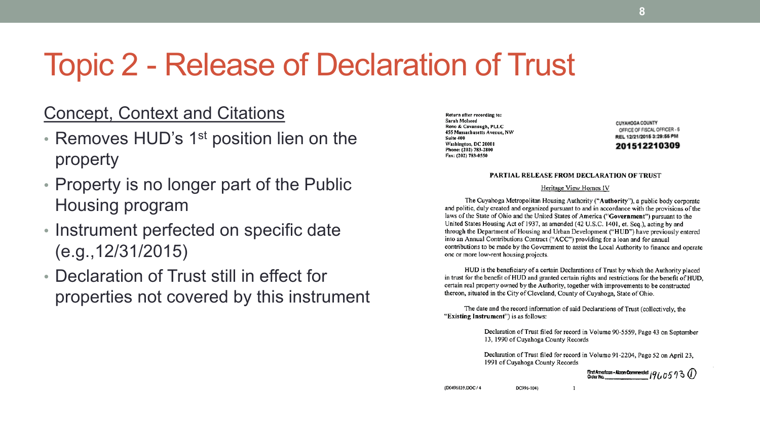# Topic 2 - Release of Declaration of Trust

## Concept, Context and Citations

- Removes HUD's 1st position lien on the property
- Property is no longer part of the Public Housing program
- Instrument perfected on specific date (e.g.,12/31/2015)
- Declaration of Trust still in effect for properties not covered by this instrument

Return after recording to:
Sarah Molseed
Reno & Cavanaugh, PLLC
455 Massachusetts Avenue, NW
Suite 400
Washington, DC 20001
Phone: (202) 783-2800
Fax: (202) 783-0550

CUYAHOGA COUNTY
OFFICE OF FISCAL OFFICER - 6
REL 12/21/2015 3:29:55 PM
201512210309

**PARTIAL RELEASE FROM DECLARATION OF TRUST**

Heritage View Homes IV

The Cuyahoga Metropolitan Housing Authority ("**Authority**"), a public body corporate and politic, duly created and organized pursuant to and in accordance with the provisions of the laws of the State of Ohio and the United States of America ("**Government**") pursuant to the United States Housing Act of 1937, as amended (42 U.S.C. 1401, et. Seq.), acting by and through the Department of Housing and Urban Development ("**HUD**") have previously entered into an Annual Contributions Contract ("**ACC**") providing for a loan and for annual contributions to be made by the Government to assist the Local Authority to finance and operate one or more low-rent housing projects.

HUD is the beneficiary of a certain Declarations of Trust by which the Authority placed in trust for the benefit of HUD and granted certain rights and restrictions for the benefit of HUD, certain real property owned by the Authority, together with improvements to be constructed thereon, situated in the City of Cleveland, County of Cuyahoga, State of Ohio.

The date and the record information of said Declarations of Trust (collectively, the "**Existing Instrument**") is as follows:

Declaration of Trust filed for record in Volume 90-5559, Page 43 on September 13, 1990 of Cuyahoga County Records

Declaration of Trust filed for record in Volume 91-2204, Page 52 on April 23, 1991 of Cuyahoga County Records

First American - Akron Commercial Order No. 1960573 ①

{D0496839.DOC / 4 DC996-104} 1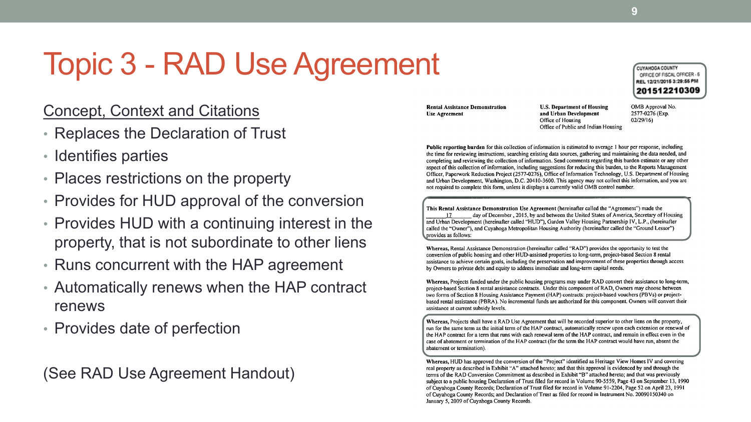# Topic 3 - RAD Use Agreement

Concept, Context and Citations

- Replaces the Declaration of Trust
- Identifies parties
- Places restrictions on the property
- Provides for HUD approval of the conversion
- Provides HUD with a continuing interest in the property, that is not subordinate to other liens
- Runs concurrent with the HAP agreement
- Automatically renews when the HAP contract renews
- Provides date of perfection

(See RAD Use Agreement Handout)

CUYAHOGA COUNTY
OFFICE OF FISCAL OFFICER - 6
REL 12/21/2015 3:29:55 PM
201512210309

**Rental Assistance Demonstration Use Agreement**

**U.S. Department of Housing and Urban Development**
Office of Housing
Office of Public and Indian Housing

OMB Approval No. 2577-0276 (Exp. 02/29/16)

**Public reporting burden** for this collection of information is estimated to average 1 hour per response, including the time for reviewing instructions, searching existing data sources, gathering and maintaining the data needed, and completing and reviewing the collection of information. Send comments regarding this burden estimate or any other aspect of this collection of information, including suggestions for reducing this burden, to the Reports Management Officer, Paperwork Reduction Project (2577-0276), Office of Information Technology, U.S. Department of Housing and Urban Development, Washington, D.C. 20410-3600. This agency may not collect this information, and you are not required to complete this form, unless it displays a currently valid OMB control number.

**This Rental Assistance Demonstration Use Agreement** (hereinafter called the "Agreement") made the \_\_\_17\_\_\_ day of December , 2015, by and between the United States of America, Secretary of Housing and Urban Development (hereinafter called "HUD"), Garden Valley Housing Partnership IV, L.P., (hereinafter called the "Owner"), and Cuyahoga Metropolitan Housing Authority (hereinafter called the "Ground Lessor") provides as follows:

**Whereas,** Rental Assistance Demonstration (hereinafter called "RAD") provides the opportunity to test the conversion of public housing and other HUD-assisted properties to long-term, project-based Section 8 rental assistance to achieve certain goals, including the preservation and improvement of these properties through access by Owners to private debt and equity to address immediate and long-term capital needs.

**Whereas,** Projects funded under the public housing programs may under RAD convert their assistance to long-term, project-based Section 8 rental assistance contracts. Under this component of RAD, Owners may choose between two forms of Section 8 Housing Assistance Payment (HAP) contracts: project-based vouchers (PBVs) or project-based rental assistance (PBRA). No incremental funds are authorized for this component. Owners will convert their assistance at current subsidy levels.

**Whereas,** Projects shall have a RAD Use Agreement that will be recorded superior to other liens on the property, run for the same term as the initial term of the HAP contract, automatically renew upon each extension or renewal of the HAP contract for a term that runs with each renewal term of the HAP contract, and remain in effect even in the case of abatement or termination of the HAP contract (for the term the HAP contract would have run, absent the abatement or termination).

**Whereas,** HUD has approved the conversion of the "Project" identified as Heritage View Homes IV and covering real property as described in Exhibit "A" attached hereto; and that this approval is evidenced by and through the terms of the RAD Conversion Commitment as described in Exhibit "B" attached hereto; and that was previously subject to a public housing Declaration of Trust filed for record in Volume 90-5559, Page 43 on September 13, 1990 of Cuyahoga County Records; Declaration of Trust filed for record in Volume 91-2204, Page 52 on April 23, 1991 of Cuyahoga County Records; and Declaration of Trust as filed for record in Instrument No. 20090150340 on January 5, 2009 of Cuyahoga County Records.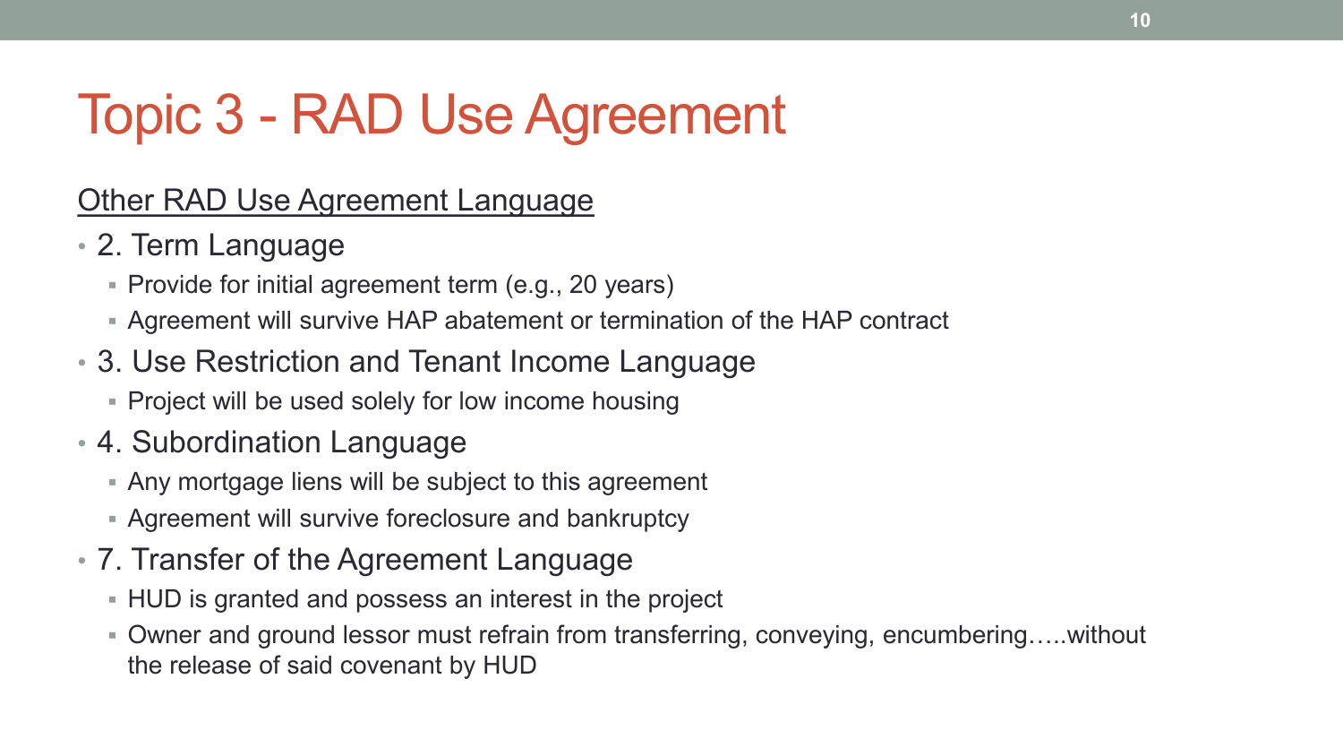# Topic 3 - RAD Use Agreement

<u>Other RAD Use Agreement Language</u>

- 2. Term Language
  - Provide for initial agreement term (e.g., 20 years)
  - Agreement will survive HAP abatement or termination of the HAP contract
- 3. Use Restriction and Tenant Income Language
  - Project will be used solely for low income housing
- 4. Subordination Language
  - Any mortgage liens will be subject to this agreement
  - Agreement will survive foreclosure and bankruptcy
- 7. Transfer of the Agreement Language
  - HUD is granted and possess an interest in the project
  - Owner and ground lessor must refrain from transferring, conveying, encumbering…..without the release of said covenant by HUD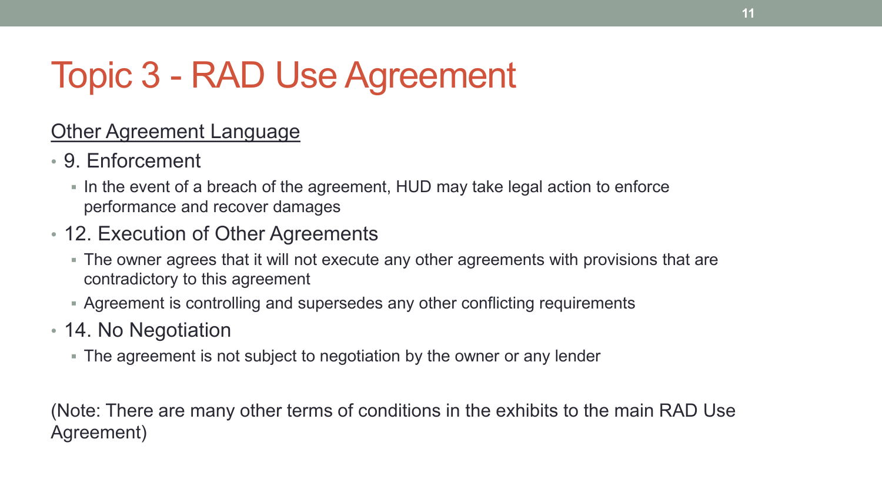# Topic 3 - RAD Use Agreement

<u>Other Agreement Language</u>

- 9. Enforcement
  - In the event of a breach of the agreement, HUD may take legal action to enforce performance and recover damages
- 12. Execution of Other Agreements
  - The owner agrees that it will not execute any other agreements with provisions that are contradictory to this agreement
  - Agreement is controlling and supersedes any other conflicting requirements
- 14. No Negotiation
  - The agreement is not subject to negotiation by the owner or any lender

(Note: There are many other terms of conditions in the exhibits to the main RAD Use Agreement)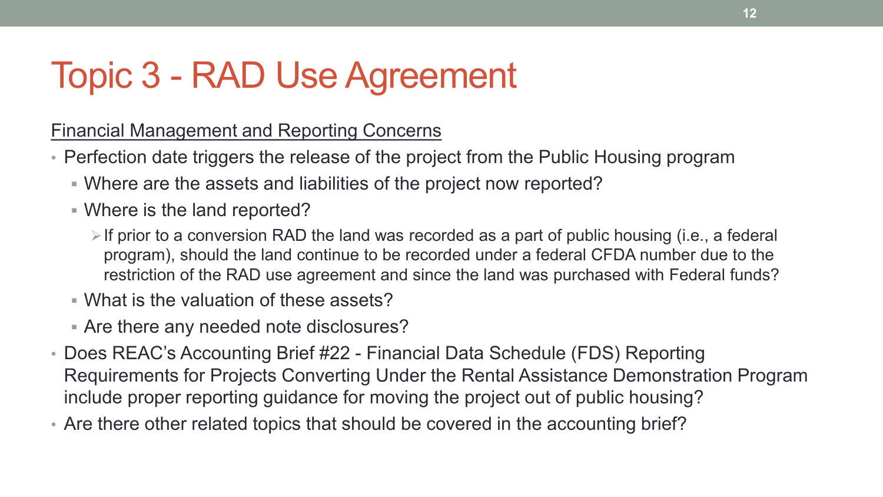# Topic 3 - RAD Use Agreement

Financial Management and Reporting Concerns

- Perfection date triggers the release of the project from the Public Housing program
  - Where are the assets and liabilities of the project now reported?
  - Where is the land reported?
    - If prior to a conversion RAD the land was recorded as a part of public housing (i.e., a federal program), should the land continue to be recorded under a federal CFDA number due to the restriction of the RAD use agreement and since the land was purchased with Federal funds?
  - What is the valuation of these assets?
  - Are there any needed note disclosures?
- Does REAC's Accounting Brief #22 - Financial Data Schedule (FDS) Reporting Requirements for Projects Converting Under the Rental Assistance Demonstration Program include proper reporting guidance for moving the project out of public housing?
- Are there other related topics that should be covered in the accounting brief?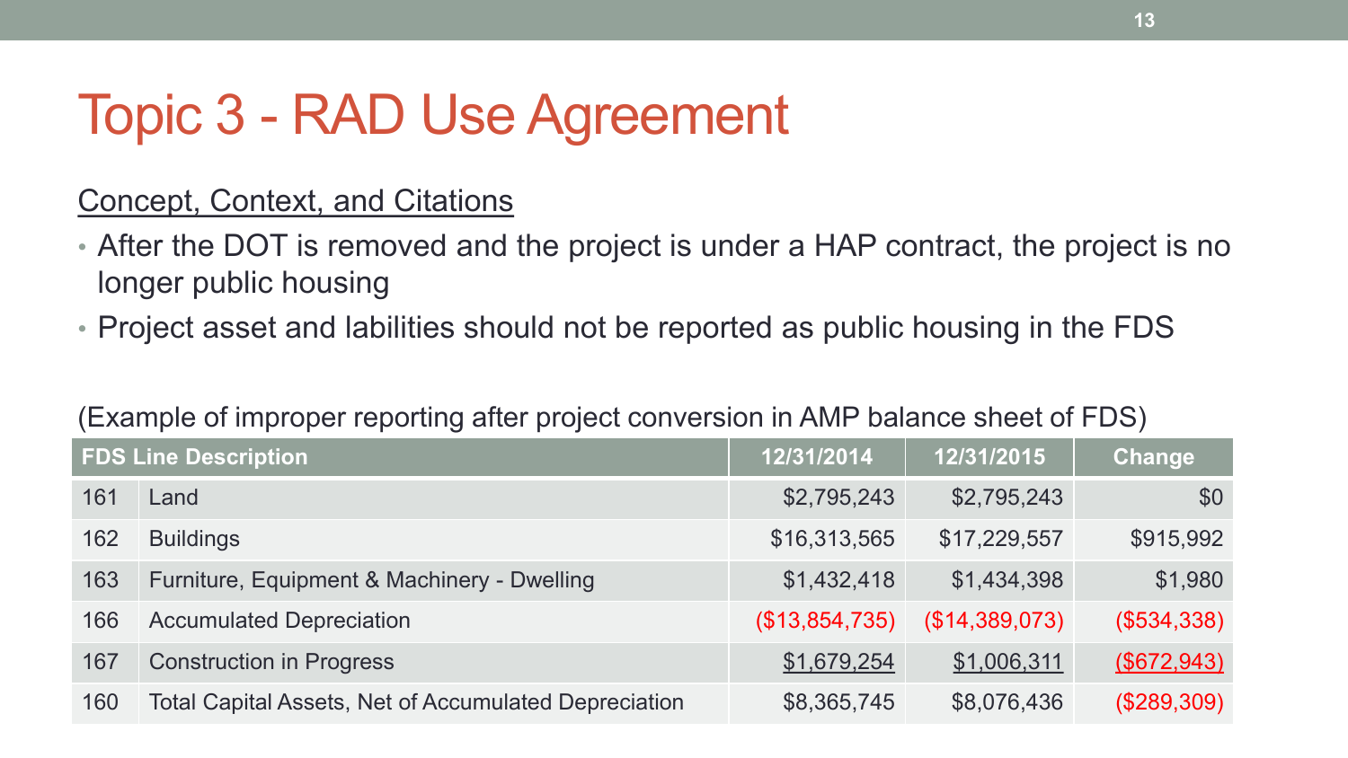# Topic 3 - RAD Use Agreement

Concept, Context, and Citations

- After the DOT is removed and the project is under a HAP contract, the project is no longer public housing
- Project asset and labilities should not be reported as public housing in the FDS

(Example of improper reporting after project conversion in AMP balance sheet of FDS)

| FDS Line Description | | 12/31/2014 | 12/31/2015 | Change |
|---|---|---|---|---|
| 161 | Land | $2,795,243 | $2,795,243 | $0 |
| 162 | Buildings | $16,313,565 | $17,229,557 | $915,992 |
| 163 | Furniture, Equipment & Machinery - Dwelling | $1,432,418 | $1,434,398 | $1,980 |
| 166 | Accumulated Depreciation | ($13,854,735) | ($14,389,073) | ($534,338) |
| 167 | Construction in Progress | $1,679,254 | $1,006,311 | ($672,943) |
| 160 | Total Capital Assets, Net of Accumulated Depreciation | $8,365,745 | $8,076,436 | ($289,309) |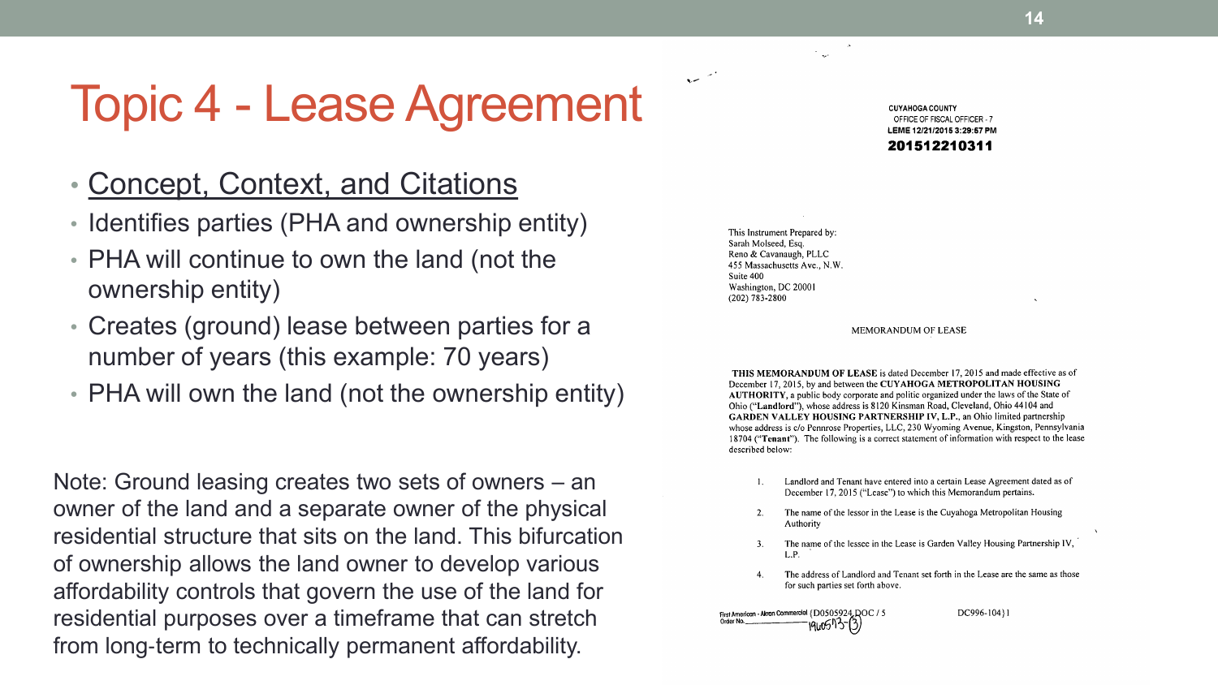# Topic 4 - Lease Agreement

- Concept, Context, and Citations
- Identifies parties (PHA and ownership entity)
- PHA will continue to own the land (not the ownership entity)
- Creates (ground) lease between parties for a number of years (this example: 70 years)
- PHA will own the land (not the ownership entity)

Note: Ground leasing creates two sets of owners – an owner of the land and a separate owner of the physical residential structure that sits on the land. This bifurcation of ownership allows the land owner to develop various affordability controls that govern the use of the land for residential purposes over a timeframe that can stretch from long-term to technically permanent affordability.

CUYAHOGA COUNTY
OFFICE OF FISCAL OFFICER - 7
LEME 12/21/2015 3:29:57 PM
**201512210311**

This Instrument Prepared by:
Sarah Molseed, Esq.
Reno & Cavanaugh, PLLC
455 Massachusetts Ave., N.W.
Suite 400
Washington, DC 20001
(202) 783-2800

MEMORANDUM OF LEASE

**THIS MEMORANDUM OF LEASE** is dated December 17, 2015 and made effective as of December 17, 2015, by and between the **CUYAHOGA METROPOLITAN HOUSING AUTHORITY**, a public body corporate and politic organized under the laws of the State of Ohio ("**Landlord**"), whose address is 8120 Kinsman Road, Cleveland, Ohio 44104 and **GARDEN VALLEY HOUSING PARTNERSHIP IV, L.P.**, an Ohio limited partnership whose address is c/o Pennrose Properties, LLC, 230 Wyoming Avenue, Kingston, Pennsylvania 18704 ("**Tenant**"). The following is a correct statement of information with respect to the lease described below:

1. Landlord and Tenant have entered into a certain Lease Agreement dated as of December 17, 2015 ("Lease") to which this Memorandum pertains.
2. The name of the lessor in the Lease is the Cuyahoga Metropolitan Housing Authority
3. The name of the lessee in the Lease is Garden Valley Housing Partnership IV, L.P.
4. The address of Landlord and Tenant set forth in the Lease are the same as those for such parties set forth above.

First American - Akron Commercial {D0505924.DOC / 5 DC996-104}1
Order No. 1905173-(3)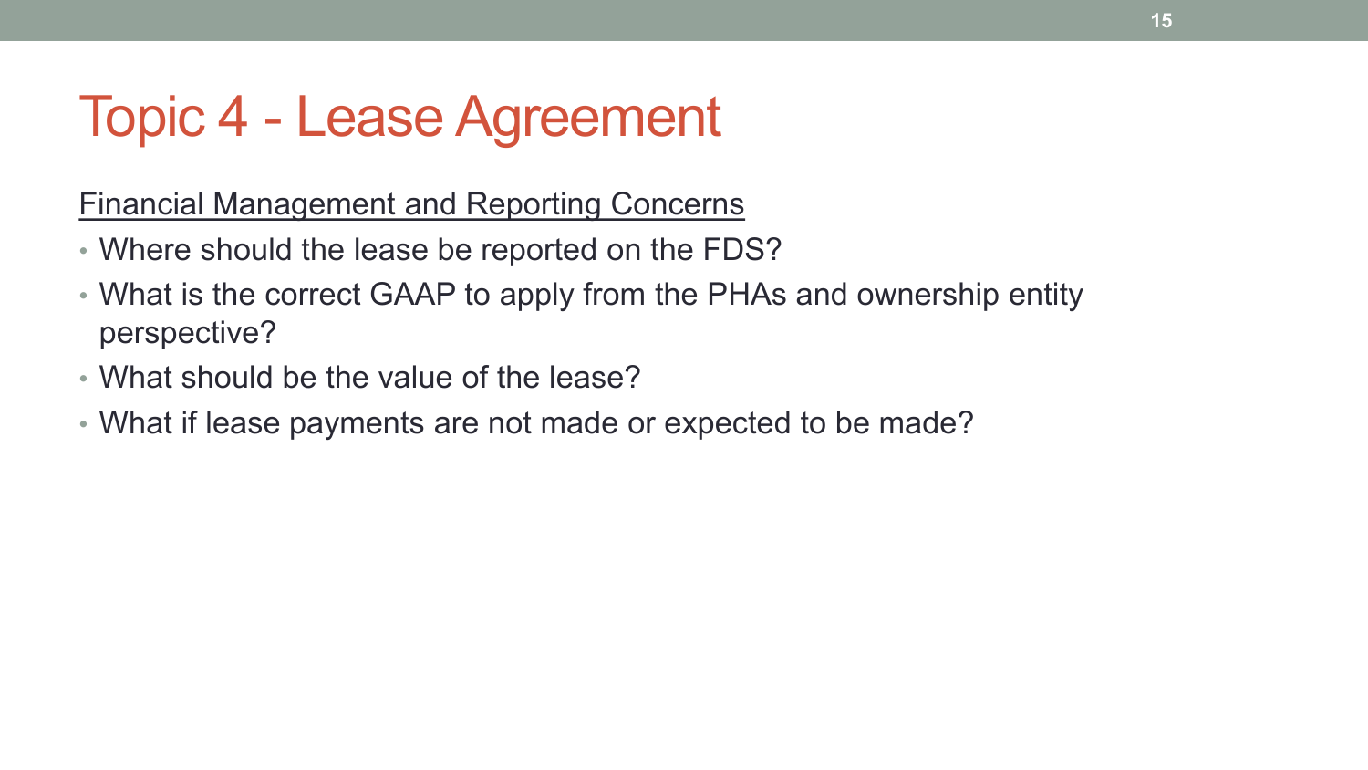# Topic 4 - Lease Agreement

Financial Management and Reporting Concerns

- Where should the lease be reported on the FDS?
- What is the correct GAAP to apply from the PHAs and ownership entity perspective?
- What should be the value of the lease?
- What if lease payments are not made or expected to be made?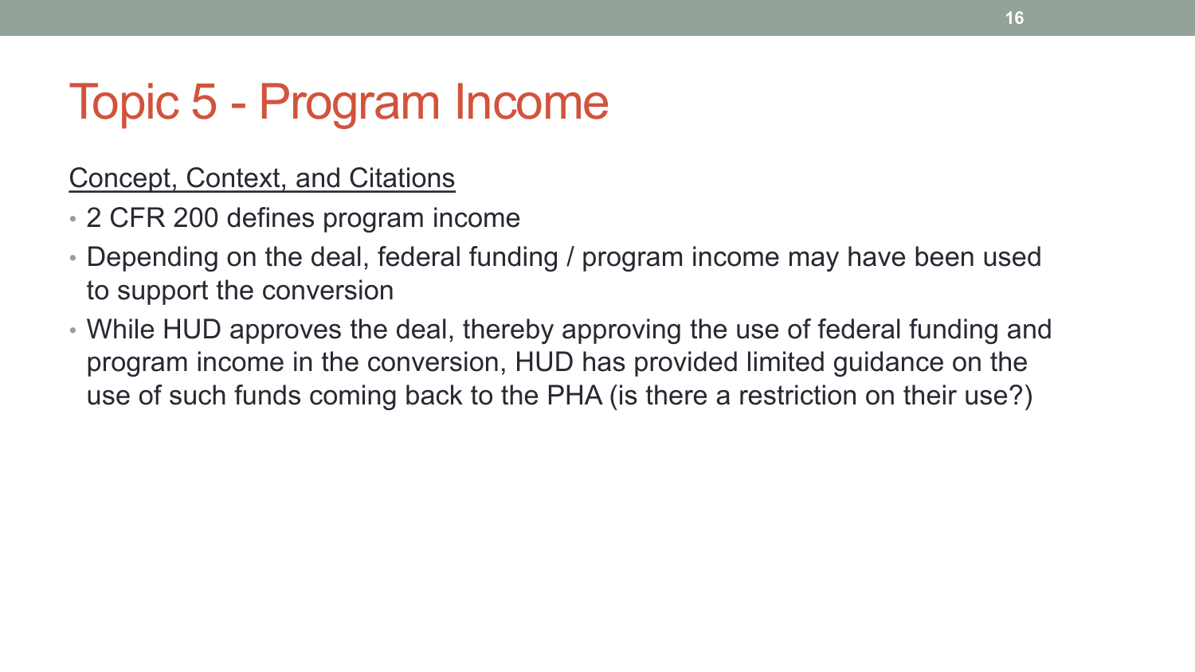# Topic 5 - Program Income

<u>Concept, Context, and Citations</u>

- 2 CFR 200 defines program income
- Depending on the deal, federal funding / program income may have been used to support the conversion
- While HUD approves the deal, thereby approving the use of federal funding and program income in the conversion, HUD has provided limited guidance on the use of such funds coming back to the PHA (is there a restriction on their use?)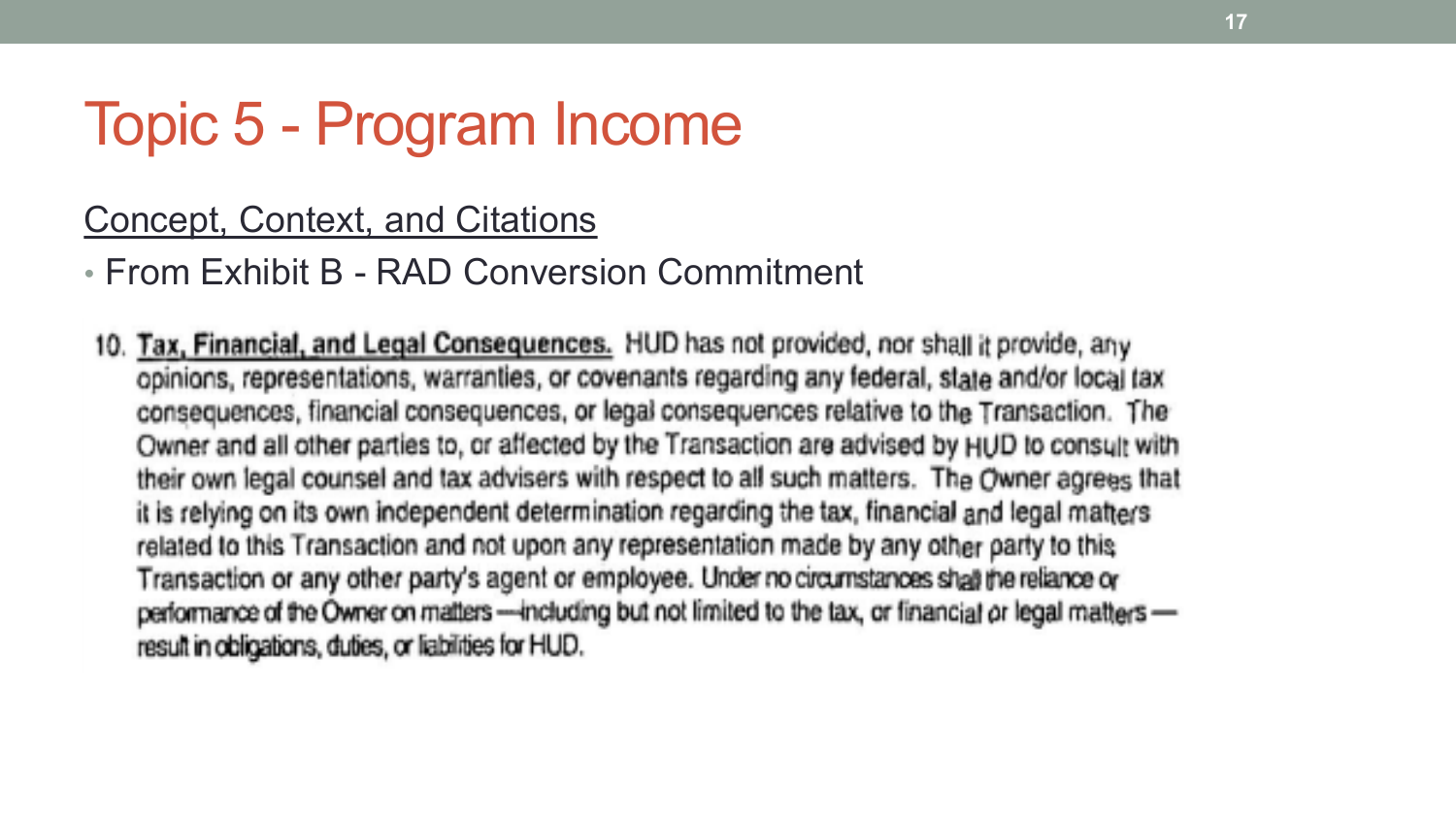# Topic 5 - Program Income

Concept, Context, and Citations

- From Exhibit B - RAD Conversion Commitment

10. **Tax, Financial, and Legal Consequences.** HUD has not provided, nor shall it provide, any opinions, representations, warranties, or covenants regarding any federal, state and/or local tax consequences, financial consequences, or legal consequences relative to the Transaction. The Owner and all other parties to, or affected by the Transaction are advised by HUD to consult with their own legal counsel and tax advisers with respect to all such matters. The Owner agrees that it is relying on its own independent determination regarding the tax, financial and legal matters related to this Transaction and not upon any representation made by any other party to this Transaction or any other party's agent or employee. Under no circumstances shall the reliance or performance of the Owner on matters —including but not limited to the tax, or financial or legal matters — result in obligations, duties, or liabilities for HUD.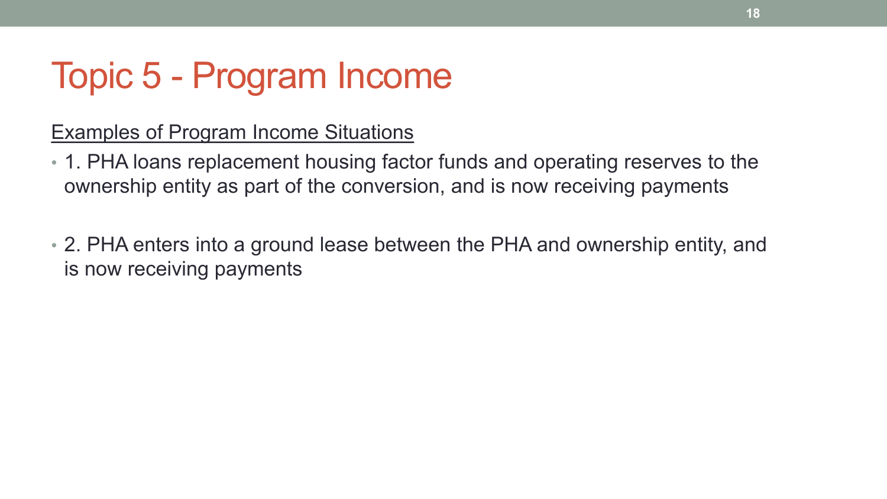# Topic 5 - Program Income

<u>Examples of Program Income Situations</u>

- 1. PHA loans replacement housing factor funds and operating reserves to the ownership entity as part of the conversion, and is now receiving payments
- 2. PHA enters into a ground lease between the PHA and ownership entity, and is now receiving payments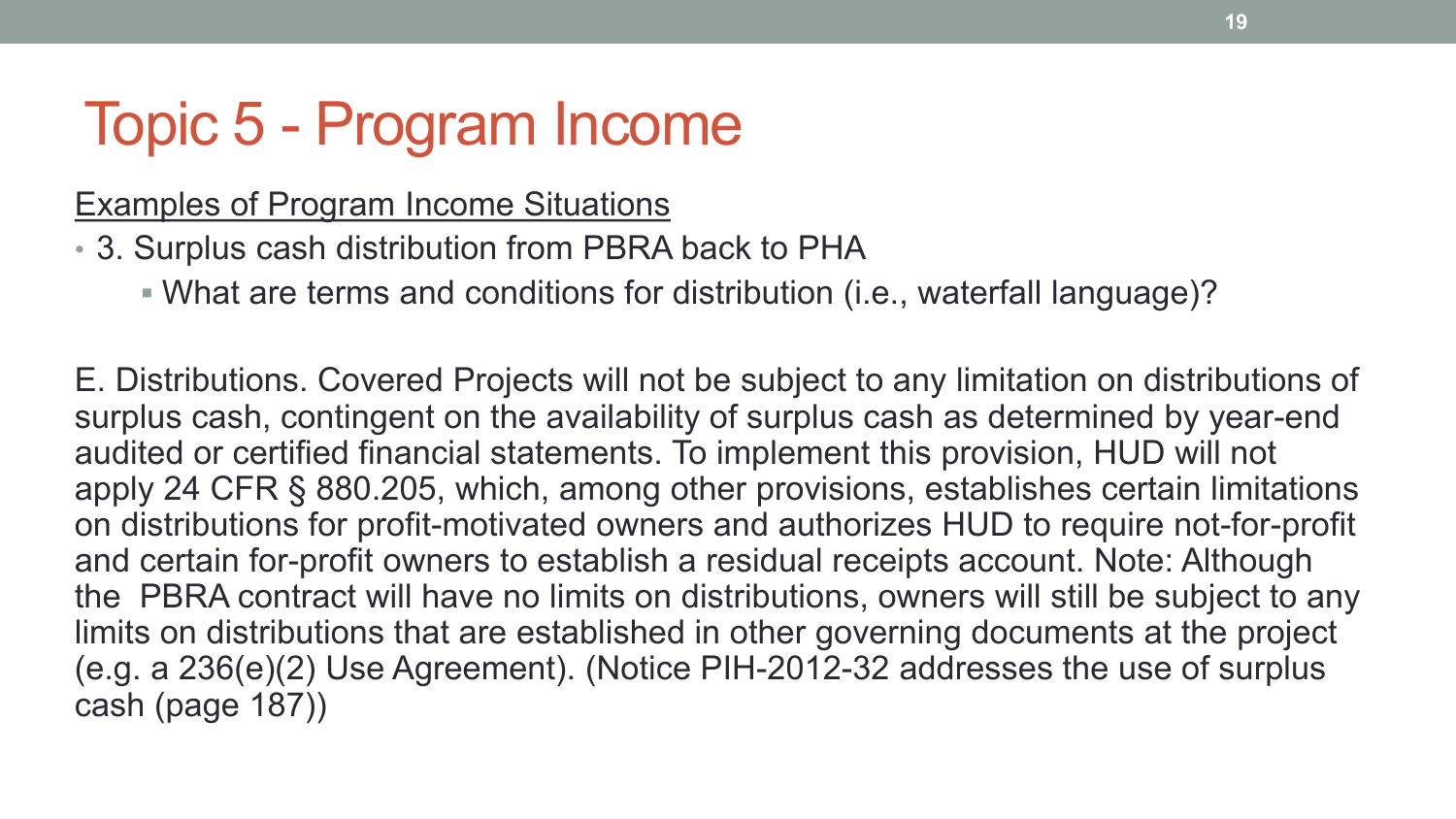# Topic 5 - Program Income

<u>Examples of Program Income Situations</u>

- 3. Surplus cash distribution from PBRA back to PHA
  - What are terms and conditions for distribution (i.e., waterfall language)?

E. Distributions. Covered Projects will not be subject to any limitation on distributions of surplus cash, contingent on the availability of surplus cash as determined by year-end audited or certified financial statements. To implement this provision, HUD will not apply 24 CFR § 880.205, which, among other provisions, establishes certain limitations on distributions for profit-motivated owners and authorizes HUD to require not-for-profit and certain for-profit owners to establish a residual receipts account. Note: Although the PBRA contract will have no limits on distributions, owners will still be subject to any limits on distributions that are established in other governing documents at the project (e.g. a 236(e)(2) Use Agreement). (Notice PIH-2012-32 addresses the use of surplus cash (page 187))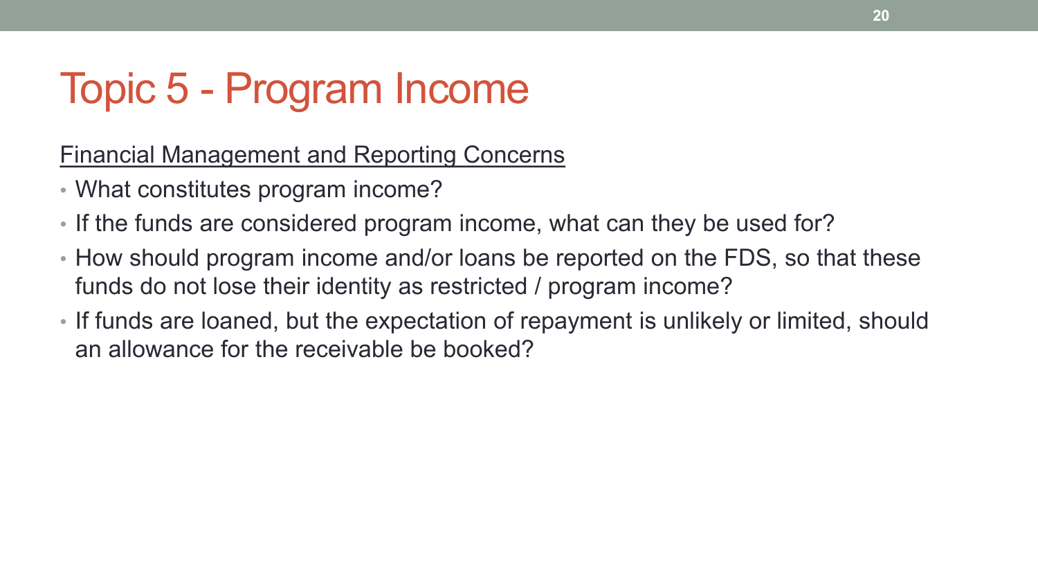# Topic 5 - Program Income

<u>Financial Management and Reporting Concerns</u>

- What constitutes program income?
- If the funds are considered program income, what can they be used for?
- How should program income and/or loans be reported on the FDS, so that these funds do not lose their identity as restricted / program income?
- If funds are loaned, but the expectation of repayment is unlikely or limited, should an allowance for the receivable be booked?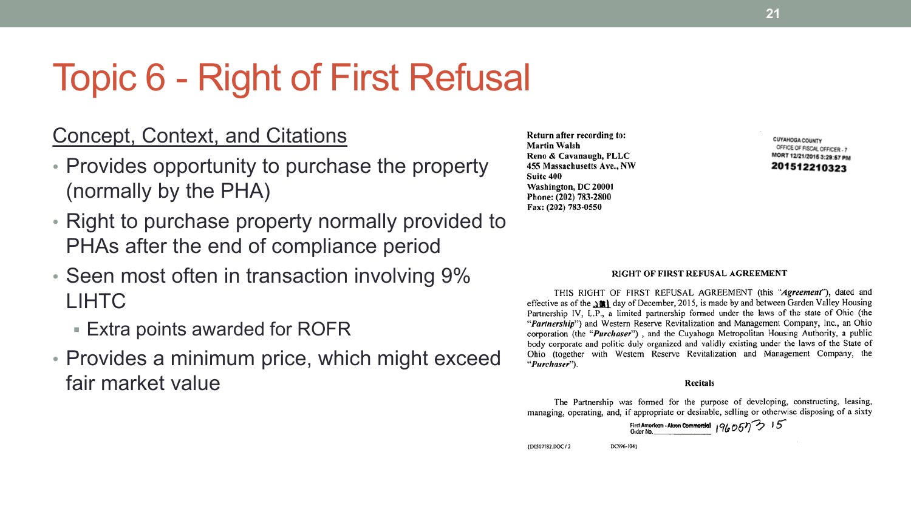# Topic 6 - Right of First Refusal

## Concept, Context, and Citations

- Provides opportunity to purchase the property (normally by the PHA)
- Right to purchase property normally provided to PHAs after the end of compliance period
- Seen most often in transaction involving 9% LIHTC
  - Extra points awarded for ROFR
- Provides a minimum price, which might exceed fair market value

**Return after recording to:**
**Martin Walsh**
**Reno & Cavanaugh, PLLC**
**455 Massachusetts Ave., NW**
**Suite 400**
**Washington, DC 20001**
**Phone: (202) 783-2800**
**Fax: (202) 783-0550**

CUYAHOGA COUNTY
OFFICE OF FISCAL OFFICER - 7
MORT 12/21/2015 3:29:57 PM
**201512210323**

**RIGHT OF FIRST REFUSAL AGREEMENT**

THIS RIGHT OF FIRST REFUSAL AGREEMENT (this "***Agreement***"), dated and effective as of the 21st day of December, 2015, is made by and between Garden Valley Housing Partnership IV, L.P., a limited partnership formed under the laws of the state of Ohio (the "***Partnership***") and Western Reserve Revitalization and Management Company, Inc., an Ohio corporation (the "***Purchaser***") , and the Cuyahoga Metropolitan Housing Authority, a public body corporate and politic duly organized and validly existing under the laws of the State of Ohio (together with Western Reserve Revitalization and Management Company, the "***Purchaser***").

**Recitals**

The Partnership was formed for the purpose of developing, constructing, leasing, managing, operating, and, if appropriate or desirable, selling or otherwise disposing of a sixty

First American - Akron Commercial
Order No. 19605773 15

{DC507782.DOC / 2 DC996-104}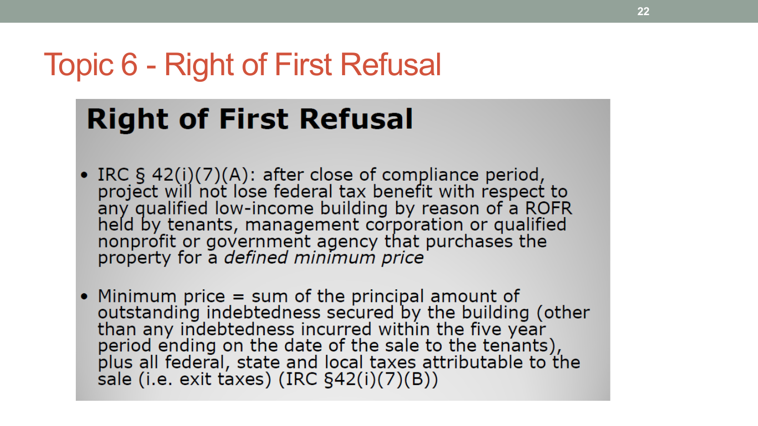# Topic 6 - Right of First Refusal

## Right of First Refusal

- IRC § 42(i)(7)(A): after close of compliance period, project will not lose federal tax benefit with respect to any qualified low-income building by reason of a ROFR held by tenants, management corporation or qualified nonprofit or government agency that purchases the property for a *defined minimum price*
- Minimum price = sum of the principal amount of outstanding indebtedness secured by the building (other than any indebtedness incurred within the five year period ending on the date of the sale to the tenants), plus all federal, state and local taxes attributable to the sale (i.e. exit taxes) (IRC §42(i)(7)(B))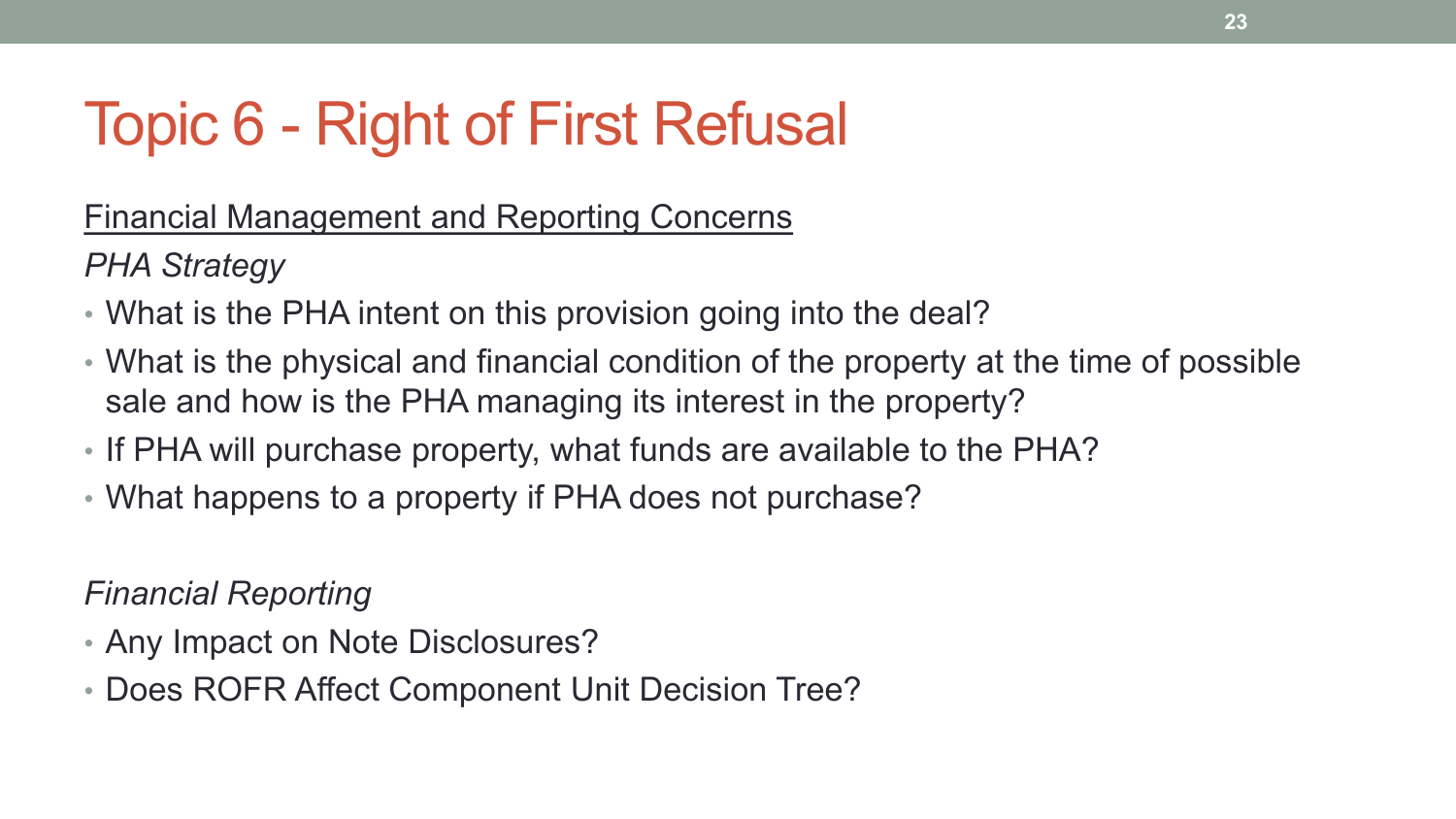# Topic 6 - Right of First Refusal

Financial Management and Reporting Concerns

*PHA Strategy*

- What is the PHA intent on this provision going into the deal?
- What is the physical and financial condition of the property at the time of possible sale and how is the PHA managing its interest in the property?
- If PHA will purchase property, what funds are available to the PHA?
- What happens to a property if PHA does not purchase?

*Financial Reporting*

- Any Impact on Note Disclosures?
- Does ROFR Affect Component Unit Decision Tree?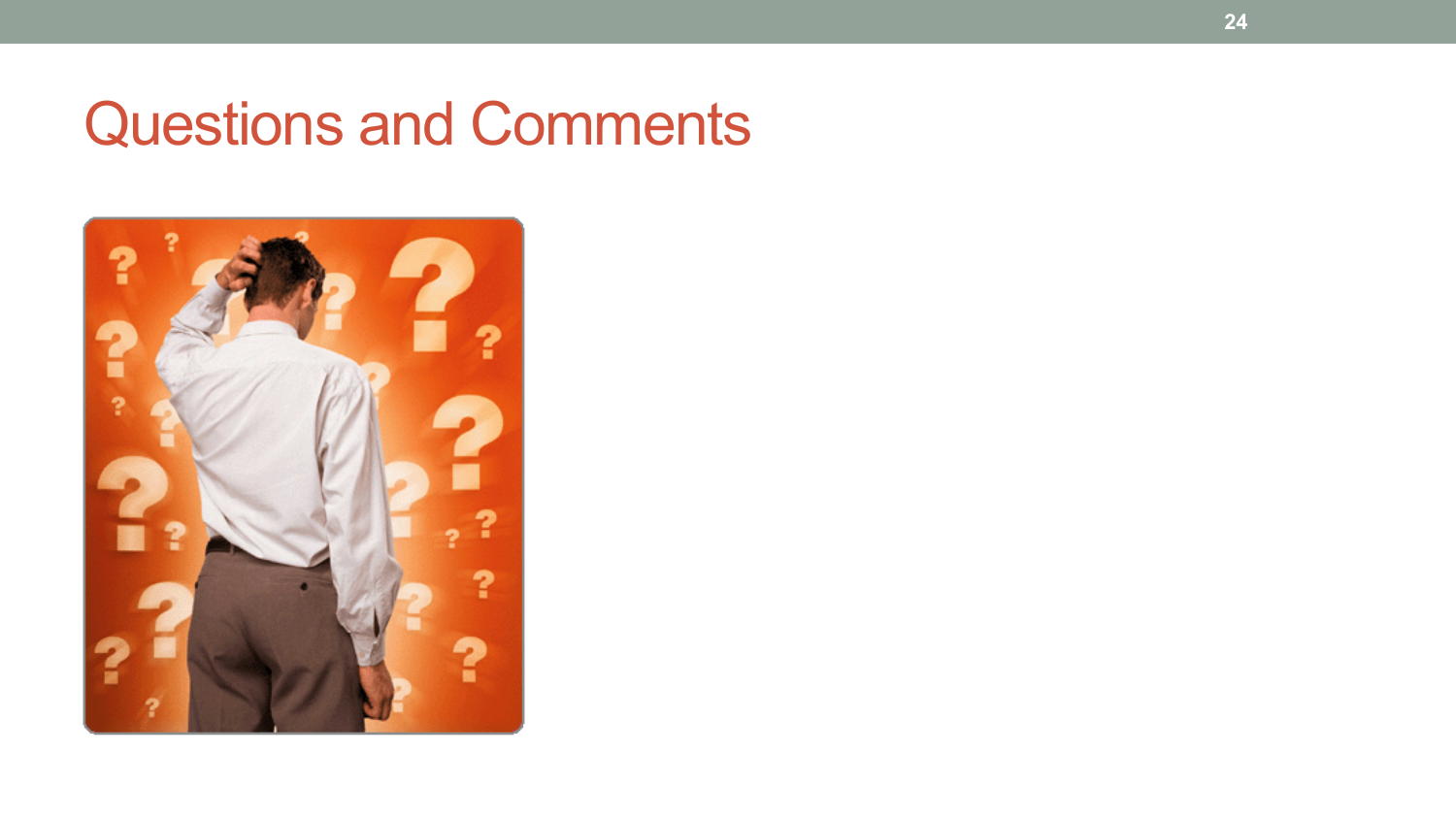# Questions and Comments